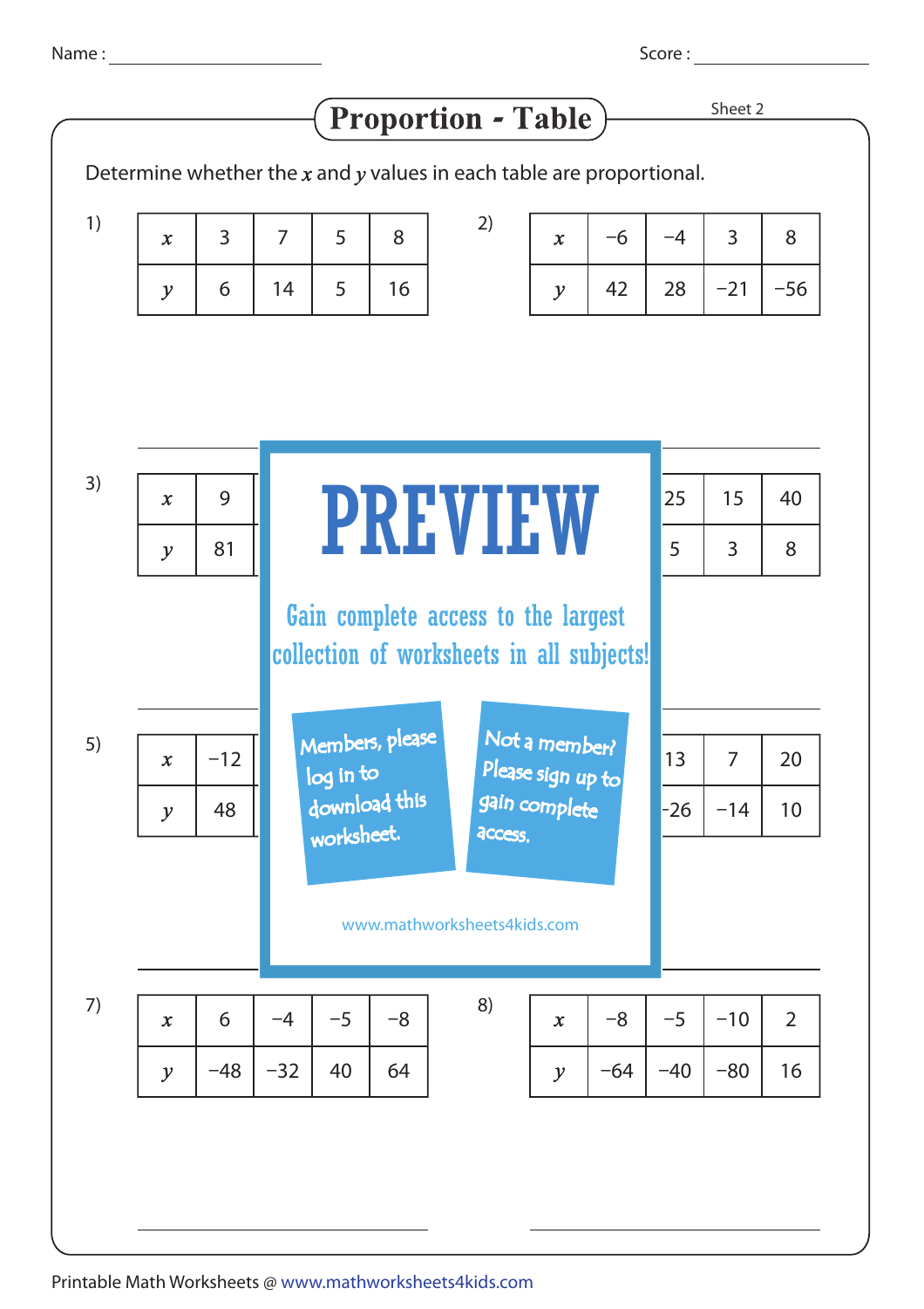Name : ________________  Score : ________________

# Proportion - Table

Sheet 2

Determine whether the $x$ and $y$ values in each table are proportional.

1)

| $x$ | 3 | 7 | 5 | 8 |
|---|---|---|---|---|
| $y$ | 6 | 14 | 5 | 16 |

2)

| $x$ | −6 | −4 | 3 | 8 |
|---|---|---|---|---|
| $y$ | 42 | 28 | −21 | −56 |

3)

| $x$ | 9 | | | |
|---|---|---|---|---|
| $y$ | 81 | | | |

4)

| $x$ | | 25 | 15 | 40 |
|---|---|---|---|---|
| $y$ | | 5 | 3 | 8 |

PREVIEW

Gain complete access to the largest collection of worksheets in all subjects!

Members, please log in to download this worksheet.

Not a member? Please sign up to gain complete access.

www.mathworksheets4kids.com

5)

| $x$ | −12 | | | |
|---|---|---|---|---|
| $y$ | 48 | | | |

6)

| $x$ | | 13 | 7 | 20 |
|---|---|---|---|---|
| $y$ | | −26 | −14 | 10 |

7)

| $x$ | 6 | −4 | −5 | −8 |
|---|---|---|---|---|
| $y$ | −48 | −32 | 40 | 64 |

8)

| $x$ | −8 | −5 | −10 | 2 |
|---|---|---|---|---|
| $y$ | −64 | −40 | −80 | 16 |

Printable Math Worksheets @ www.mathworksheets4kids.com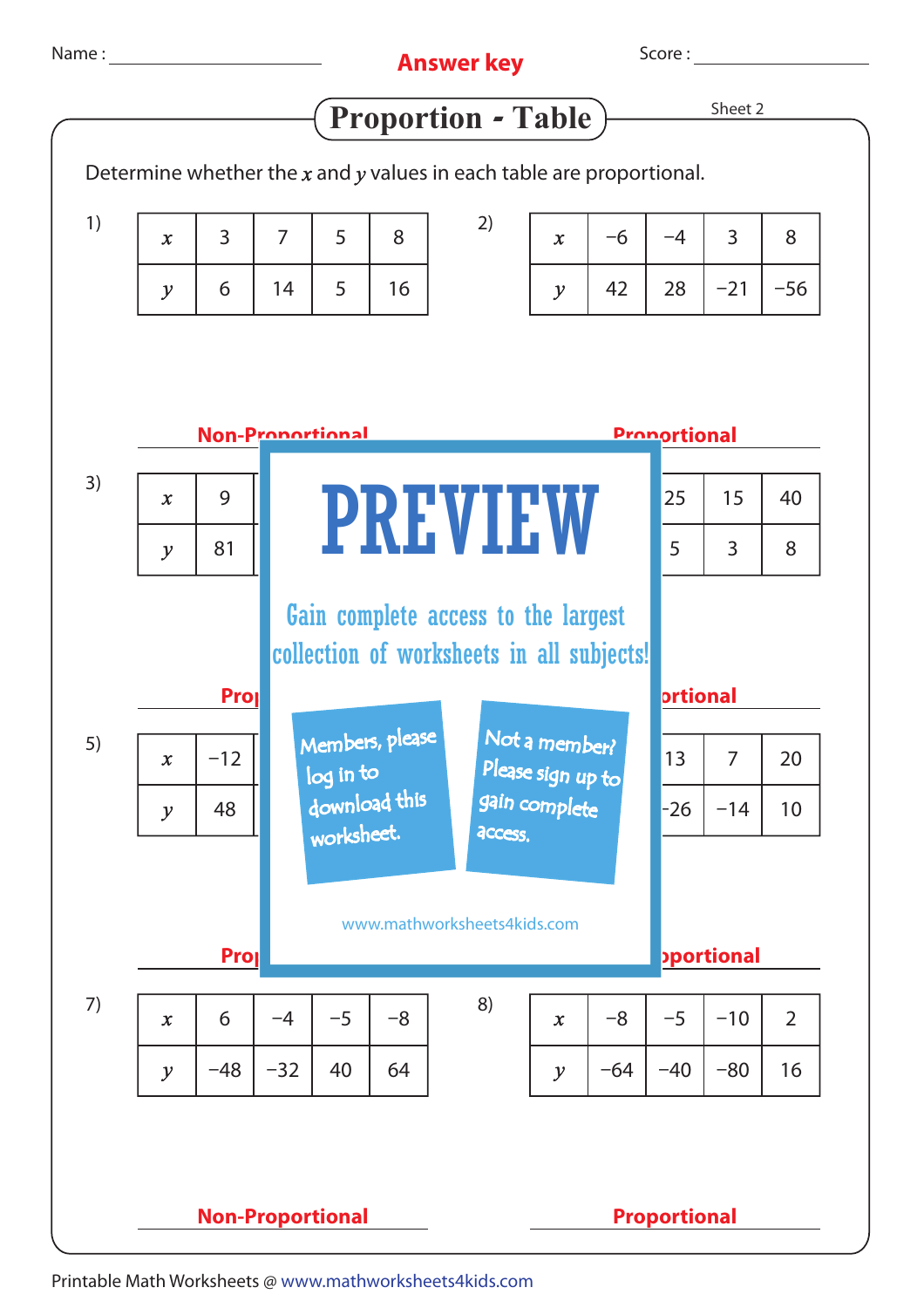Name : ____________________ **Answer key** Score : ____________________

# Proportion - Table

Sheet 2

Determine whether the $x$ and $y$ values in each table are proportional.

1)

| | | | | |
|---|---|---|---|---|
| $x$ | 3 | 7 | 5 | 8 |
| $y$ | 6 | 14 | 5 | 16 |

**Non-Proportional**

2)

| | | | | |
|---|---|---|---|---|
| $x$ | −6 | −4 | 3 | 8 |
| $y$ | 42 | 28 | −21 | −56 |

**Proportional**

3)

| | | | | |
|---|---|---|---|---|
| $x$ | 9 | | | |
| $y$ | 81 | | | |

**Pro**

4)

| | | | | |
|---|---|---|---|---|
| $x$ | | 25 | 15 | 40 |
| $y$ | | 5 | 3 | 8 |

**ortional**

5)

| | | | | |
|---|---|---|---|---|
| $x$ | −12 | | | |
| $y$ | 48 | | | |

**Pro**

6)

| | | | | |
|---|---|---|---|---|
| $x$ | | 13 | 7 | 20 |
| $y$ | | −26 | −14 | 10 |

**portional**

PREVIEW

Gain complete access to the largest collection of worksheets in all subjects!

Members, please log in to download this worksheet.

Not a member? Please sign up to gain complete access.

www.mathworksheets4kids.com

7)

| | | | | |
|---|---|---|---|---|
| $x$ | 6 | −4 | −5 | −8 |
| $y$ | −48 | −32 | 40 | 64 |

**Non-Proportional**

8)

| | | | | |
|---|---|---|---|---|
| $x$ | −8 | −5 | −10 | 2 |
| $y$ | −64 | −40 | −80 | 16 |

**Proportional**

Printable Math Worksheets @ www.mathworksheets4kids.com